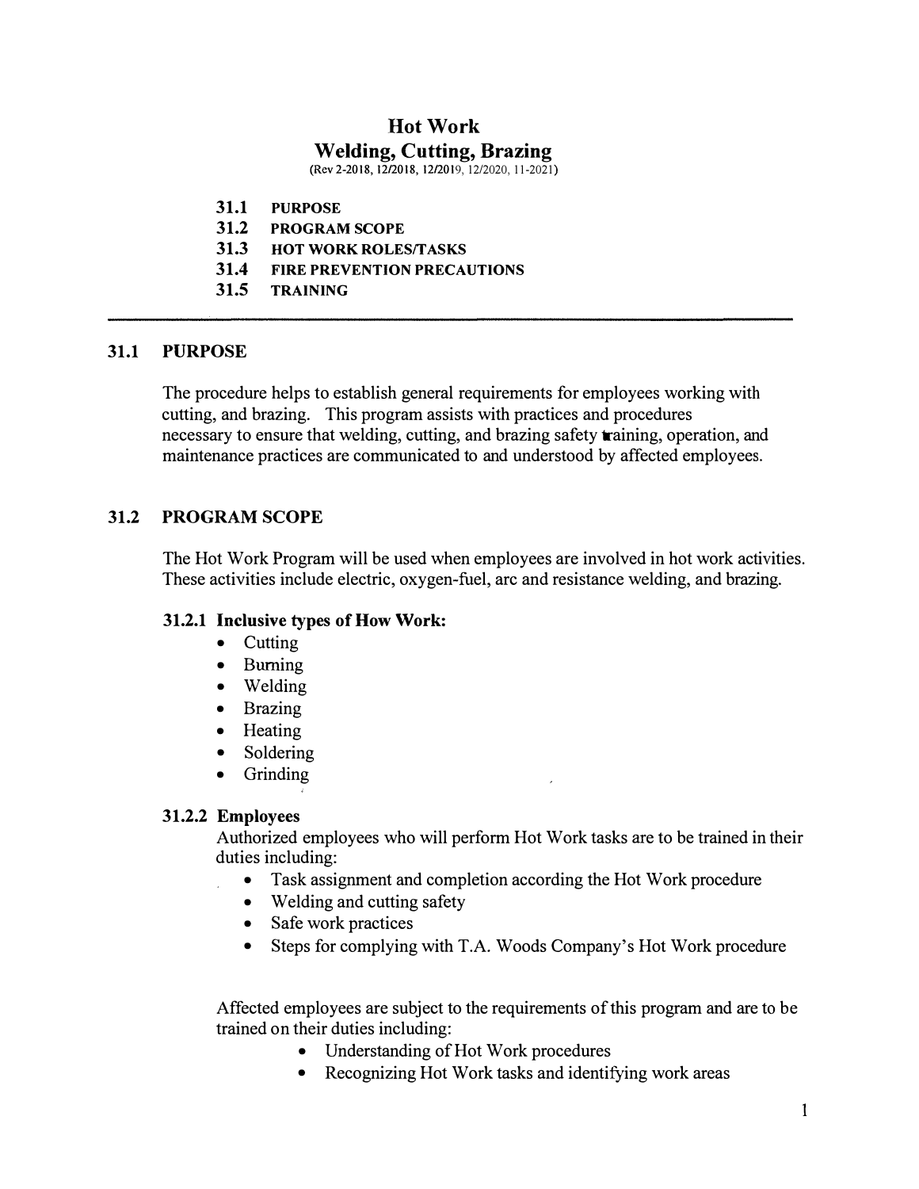# Hot Work
## Welding, Cutting, Brazing

(Rev 2-2018, 12/2018, 12/2019, 12/2020, 11-2021)

**31.1 PURPOSE**
**31.2 PROGRAM SCOPE**
**31.3 HOT WORK ROLES/TASKS**
**31.4 FIRE PREVENTION PRECAUTIONS**
**31.5 TRAINING**

---

## 31.1 PURPOSE

The procedure helps to establish general requirements for employees working with cutting, and brazing. This program assists with practices and procedures necessary to ensure that welding, cutting, and brazing safety training, operation, and maintenance practices are communicated to and understood by affected employees.

## 31.2 PROGRAM SCOPE

The Hot Work Program will be used when employees are involved in hot work activities. These activities include electric, oxygen-fuel, arc and resistance welding, and brazing.

### 31.2.1 Inclusive types of How Work:

- Cutting
- Burning
- Welding
- Brazing
- Heating
- Soldering
- Grinding

### 31.2.2 Employees

Authorized employees who will perform Hot Work tasks are to be trained in their duties including:

- Task assignment and completion according the Hot Work procedure
- Welding and cutting safety
- Safe work practices
- Steps for complying with T.A. Woods Company's Hot Work procedure

Affected employees are subject to the requirements of this program and are to be trained on their duties including:

- Understanding of Hot Work procedures
- Recognizing Hot Work tasks and identifying work areas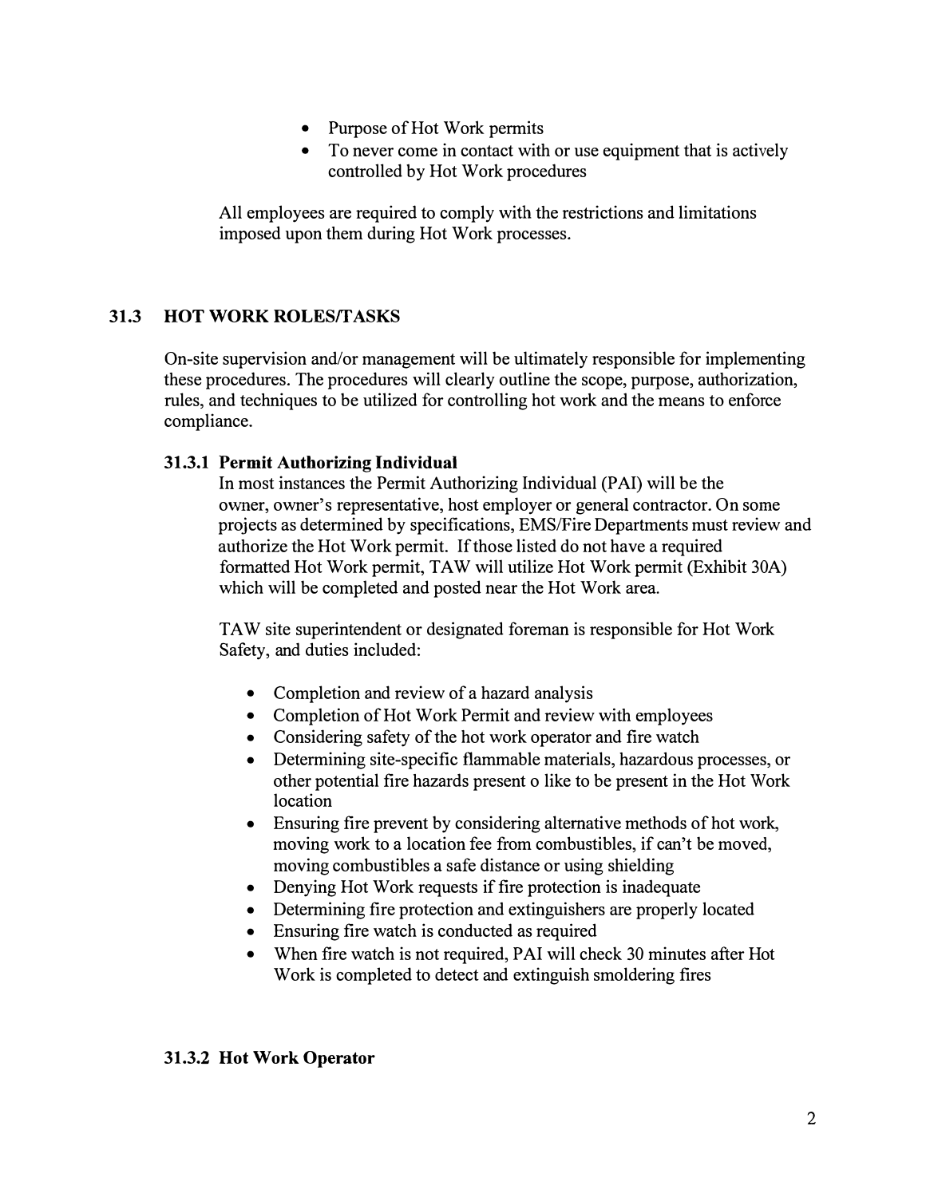- Purpose of Hot Work permits
- To never come in contact with or use equipment that is actively controlled by Hot Work procedures

All employees are required to comply with the restrictions and limitations imposed upon them during Hot Work processes.

## 31.3 HOT WORK ROLES/TASKS

On-site supervision and/or management will be ultimately responsible for implementing these procedures. The procedures will clearly outline the scope, purpose, authorization, rules, and techniques to be utilized for controlling hot work and the means to enforce compliance.

### 31.3.1 Permit Authorizing Individual

In most instances the Permit Authorizing Individual (PAI) will be the owner, owner's representative, host employer or general contractor. On some projects as determined by specifications, EMS/Fire Departments must review and authorize the Hot Work permit. If those listed do not have a required formatted Hot Work permit, TAW will utilize Hot Work permit (Exhibit 30A) which will be completed and posted near the Hot Work area.

TAW site superintendent or designated foreman is responsible for Hot Work Safety, and duties included:

- Completion and review of a hazard analysis
- Completion of Hot Work Permit and review with employees
- Considering safety of the hot work operator and fire watch
- Determining site-specific flammable materials, hazardous processes, or other potential fire hazards present o like to be present in the Hot Work location
- Ensuring fire prevent by considering alternative methods of hot work, moving work to a location fee from combustibles, if can't be moved, moving combustibles a safe distance or using shielding
- Denying Hot Work requests if fire protection is inadequate
- Determining fire protection and extinguishers are properly located
- Ensuring fire watch is conducted as required
- When fire watch is not required, PAI will check 30 minutes after Hot Work is completed to detect and extinguish smoldering fires

### 31.3.2 Hot Work Operator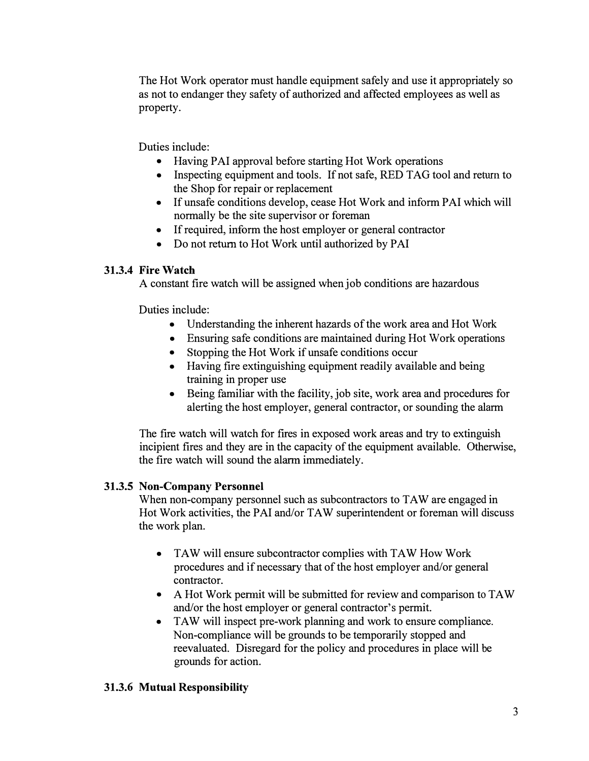The Hot Work operator must handle equipment safely and use it appropriately so as not to endanger they safety of authorized and affected employees as well as property.

Duties include:

- Having PAI approval before starting Hot Work operations
- Inspecting equipment and tools. If not safe, RED TAG tool and return to the Shop for repair or replacement
- If unsafe conditions develop, cease Hot Work and inform PAI which will normally be the site supervisor or foreman
- If required, inform the host employer or general contractor
- Do not return to Hot Work until authorized by PAI

### 31.3.4 Fire Watch

A constant fire watch will be assigned when job conditions are hazardous

Duties include:

- Understanding the inherent hazards of the work area and Hot Work
- Ensuring safe conditions are maintained during Hot Work operations
- Stopping the Hot Work if unsafe conditions occur
- Having fire extinguishing equipment readily available and being training in proper use
- Being familiar with the facility, job site, work area and procedures for alerting the host employer, general contractor, or sounding the alarm

The fire watch will watch for fires in exposed work areas and try to extinguish incipient fires and they are in the capacity of the equipment available. Otherwise, the fire watch will sound the alarm immediately.

### 31.3.5 Non-Company Personnel

When non-company personnel such as subcontractors to TAW are engaged in Hot Work activities, the PAI and/or TAW superintendent or foreman will discuss the work plan.

- TAW will ensure subcontractor complies with TAW How Work procedures and if necessary that of the host employer and/or general contractor.
- A Hot Work permit will be submitted for review and comparison to TAW and/or the host employer or general contractor's permit.
- TAW will inspect pre-work planning and work to ensure compliance. Non-compliance will be grounds to be temporarily stopped and reevaluated. Disregard for the policy and procedures in place will be grounds for action.

### 31.3.6 Mutual Responsibility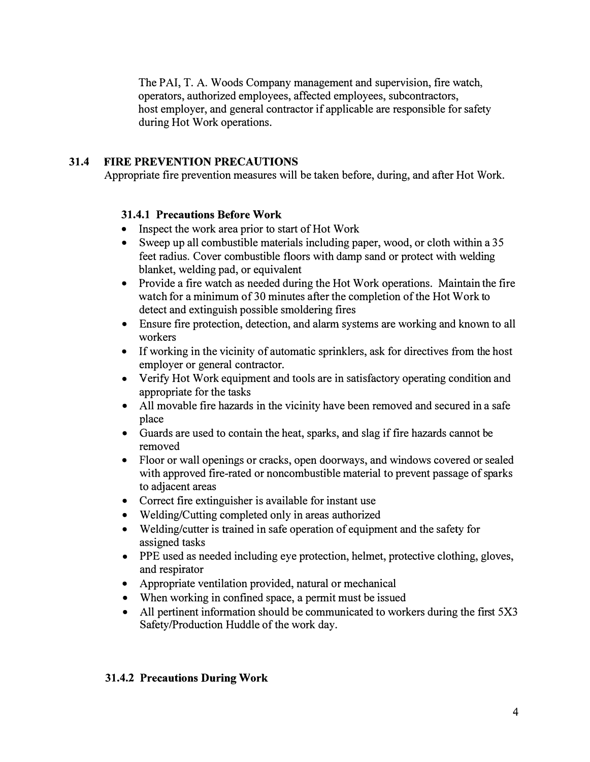The PAI, T. A. Woods Company management and supervision, fire watch, operators, authorized employees, affected employees, subcontractors, host employer, and general contractor if applicable are responsible for safety during Hot Work operations.

## 31.4 FIRE PREVENTION PRECAUTIONS

Appropriate fire prevention measures will be taken before, during, and after Hot Work.

### 31.4.1 Precautions Before Work

- Inspect the work area prior to start of Hot Work
- Sweep up all combustible materials including paper, wood, or cloth within a 35 feet radius. Cover combustible floors with damp sand or protect with welding blanket, welding pad, or equivalent
- Provide a fire watch as needed during the Hot Work operations. Maintain the fire watch for a minimum of 30 minutes after the completion of the Hot Work to detect and extinguish possible smoldering fires
- Ensure fire protection, detection, and alarm systems are working and known to all workers
- If working in the vicinity of automatic sprinklers, ask for directives from the host employer or general contractor.
- Verify Hot Work equipment and tools are in satisfactory operating condition and appropriate for the tasks
- All movable fire hazards in the vicinity have been removed and secured in a safe place
- Guards are used to contain the heat, sparks, and slag if fire hazards cannot be removed
- Floor or wall openings or cracks, open doorways, and windows covered or sealed with approved fire-rated or noncombustible material to prevent passage of sparks to adjacent areas
- Correct fire extinguisher is available for instant use
- Welding/Cutting completed only in areas authorized
- Welding/cutter is trained in safe operation of equipment and the safety for assigned tasks
- PPE used as needed including eye protection, helmet, protective clothing, gloves, and respirator
- Appropriate ventilation provided, natural or mechanical
- When working in confined space, a permit must be issued
- All pertinent information should be communicated to workers during the first 5X3 Safety/Production Huddle of the work day.

### 31.4.2 Precautions During Work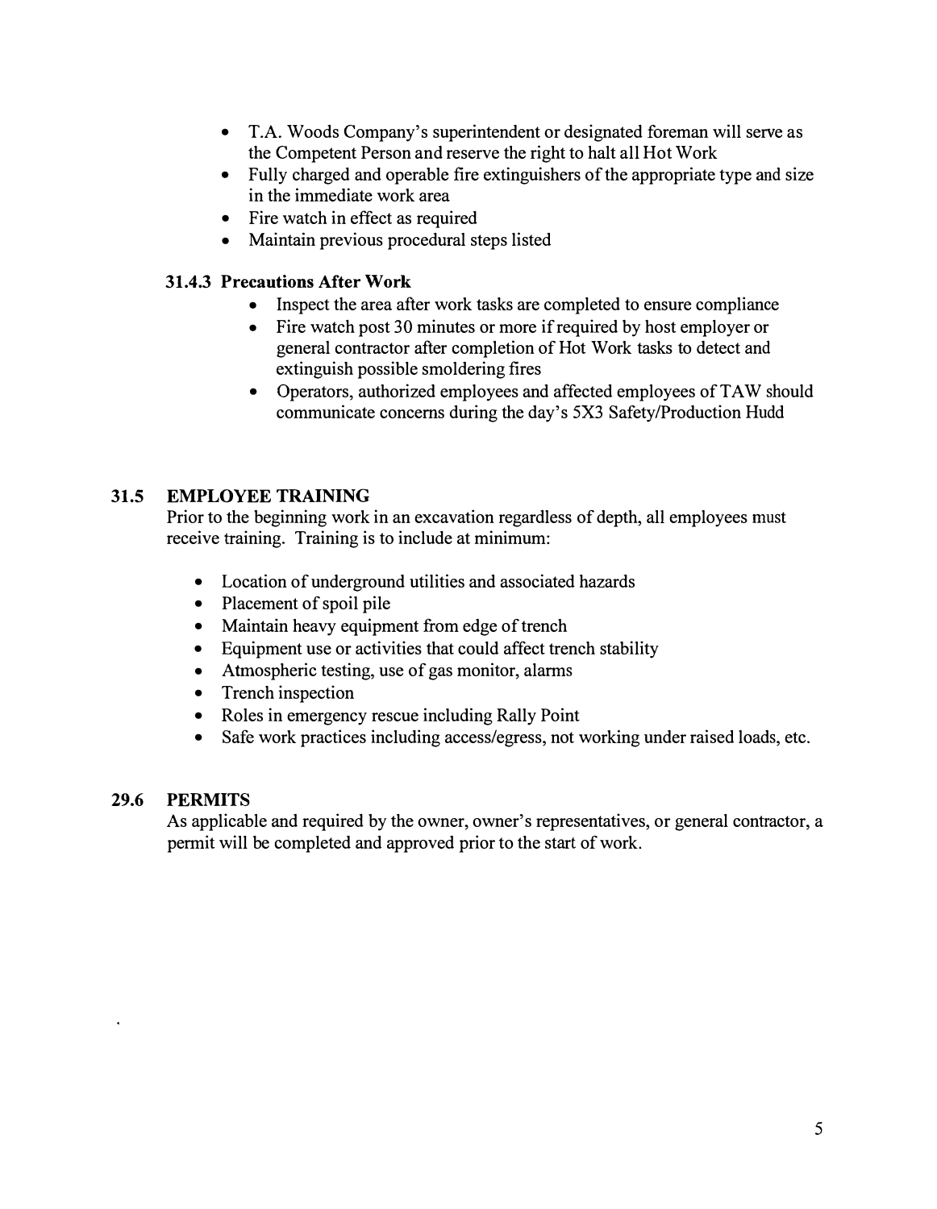- T.A. Woods Company's superintendent or designated foreman will serve as the Competent Person and reserve the right to halt all Hot Work
- Fully charged and operable fire extinguishers of the appropriate type and size in the immediate work area
- Fire watch in effect as required
- Maintain previous procedural steps listed

### 31.4.3 Precautions After Work

- Inspect the area after work tasks are completed to ensure compliance
- Fire watch post 30 minutes or more if required by host employer or general contractor after completion of Hot Work tasks to detect and extinguish possible smoldering fires
- Operators, authorized employees and affected employees of TAW should communicate concerns during the day's 5X3 Safety/Production Hudd

## 31.5 EMPLOYEE TRAINING

Prior to the beginning work in an excavation regardless of depth, all employees must receive training. Training is to include at minimum:

- Location of underground utilities and associated hazards
- Placement of spoil pile
- Maintain heavy equipment from edge of trench
- Equipment use or activities that could affect trench stability
- Atmospheric testing, use of gas monitor, alarms
- Trench inspection
- Roles in emergency rescue including Rally Point
- Safe work practices including access/egress, not working under raised loads, etc.

## 29.6 PERMITS

As applicable and required by the owner, owner's representatives, or general contractor, a permit will be completed and approved prior to the start of work.